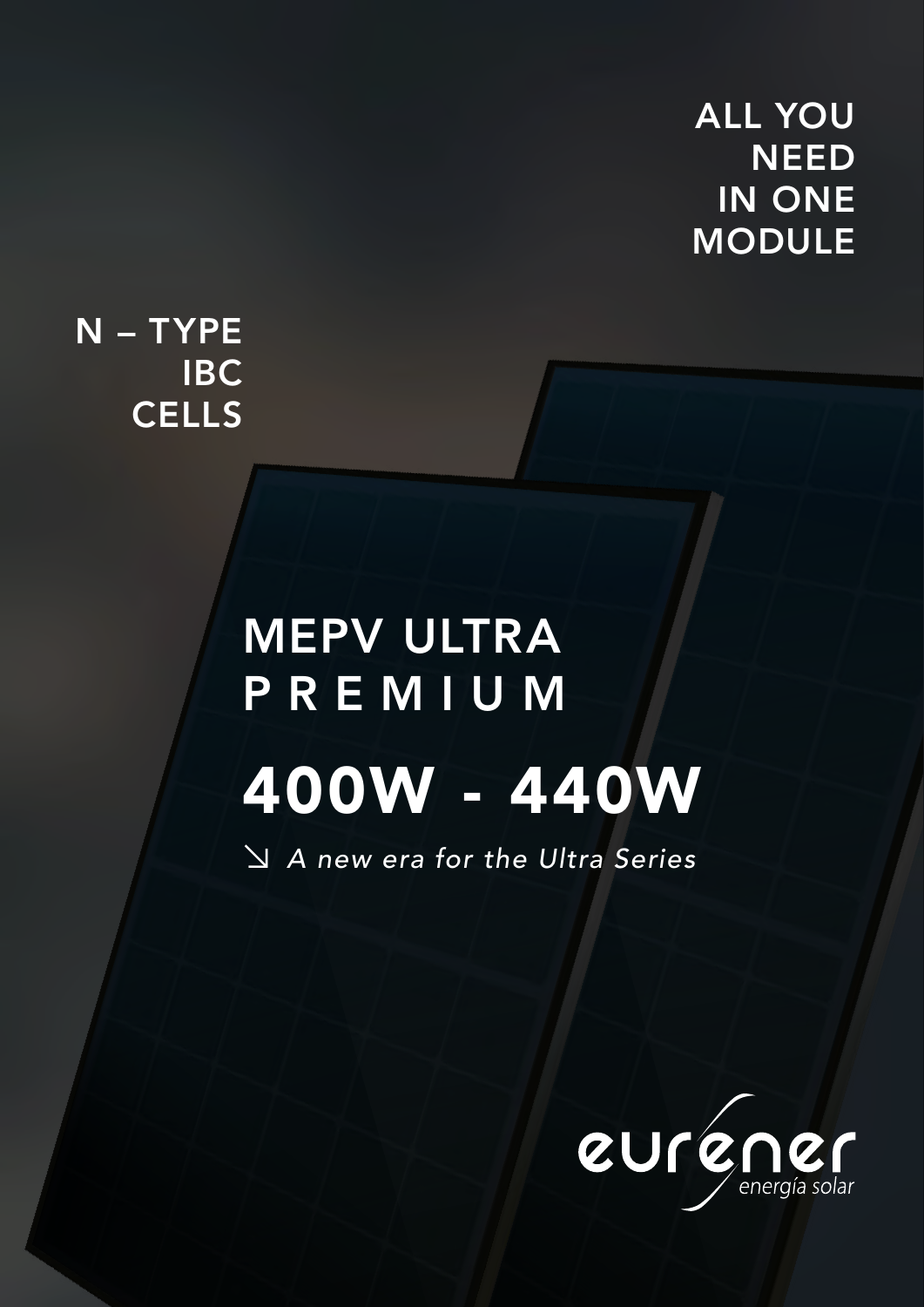ALL YOU NEED IN ONE MODULE

N – TYPE IBC CELLS

# MEPV ULTRA PREMIUM

# 400W - 440W

↘ *A new era for the Ultra Series*

eurener energía solar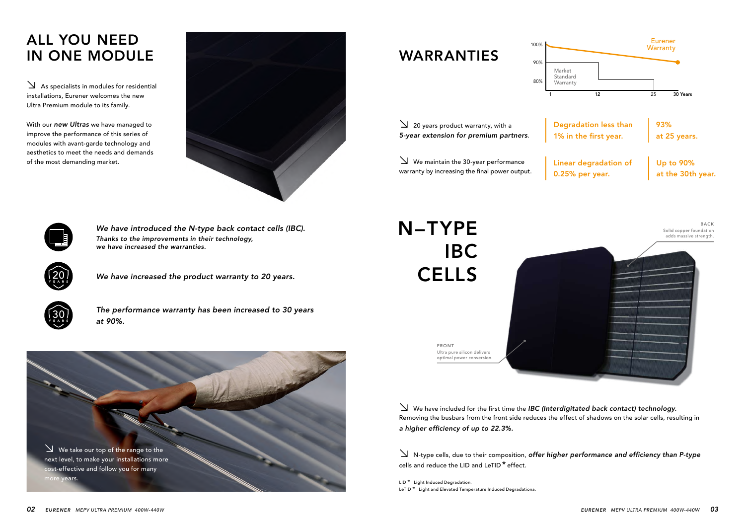# ALL YOU NEED IN ONE MODULE

↘ As specialists in modules for residential installations, Eurener welcomes the new Ultra Premium module to its family.

With our ***new Ultras*** we have managed to improve the performance of this series of modules with avant-garde technology and aesthetics to meet the needs and demands of the most demanding market.

***We have introduced the N-type back contact cells (IBC).***
***Thanks to the improvements in their technology, we have increased the warranties.***

***We have increased the product warranty to 20 years.***

***The performance warranty has been increased to 30 years at 90%.***

↘ We take our top of the range to the next level, to make your installations more cost-effective and follow you for many more years.

# WARRANTIES

Eurener Warranty

Market Standard Warranty

100% · 90% · 80%

1 · 12 · 25 · 30 Years

↘ 20 years product warranty, with a *5-year extension for premium partners*.

Degradation less than 1% in the first year.

93% at 25 years.

↘ We maintain the 30-year performance warranty by increasing the final power output.

Linear degradation of 0.25% per year.

Up to 90% at the 30th year.

# N–TYPE IBC CELLS

BACK
Solid copper foundation adds massive strength.

FRONT
Ultra pure silicon delivers optimal power conversion.

↘ We have included for the first time the ***IBC (Interdigitated back contact) technology.*** Removing the busbars from the front side reduces the effect of shadows on the solar cells, resulting in ***a higher efficiency of up to 22.3%.***

↘ N-type cells, due to their composition, ***offer higher performance and efficiency than P-type*** cells and reduce the LID and LeTID* effect.

LID * Light Induced Degradation.
LeTID * Light and Elevated Temperature Induced Degradationa.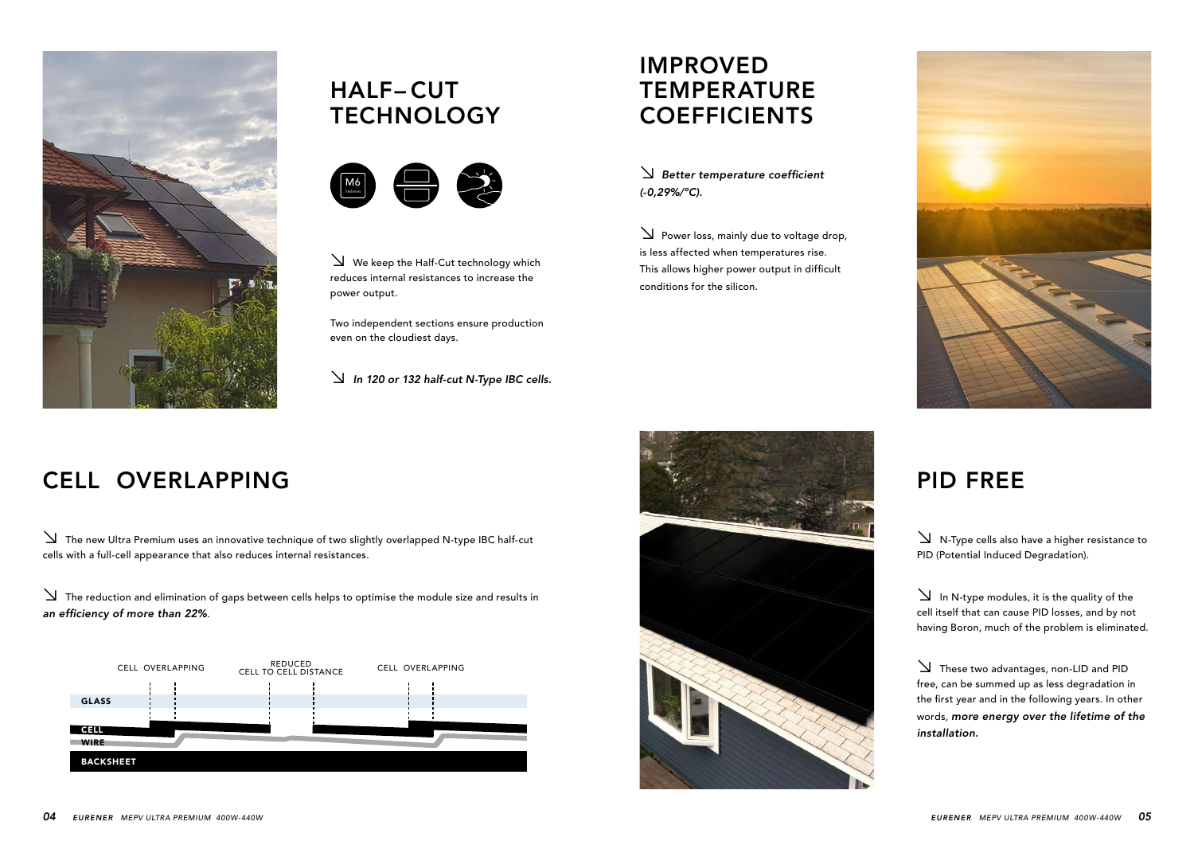## HALF– CUT TECHNOLOGY

↘ We keep the Half-Cut technology which reduces internal resistances to increase the power output.

Two independent sections ensure production even on the cloudiest days.

↘ ***In 120 or 132 half-cut N-Type IBC cells.***

## IMPROVED TEMPERATURE COEFFICIENTS

↘ ***Better temperature coefficient (-0,29%/°C).***

↘ Power loss, mainly due to voltage drop, is less affected when temperatures rise. This allows higher power output in difficult conditions for the silicon.

## CELL OVERLAPPING

↘ The new Ultra Premium uses an innovative technique of two slightly overlapped N-type IBC half-cut cells with a full-cell appearance that also reduces internal resistances.

↘ The reduction and elimination of gaps between cells helps to optimise the module size and results in ***an efficiency of more than 22%***.

CELL OVERLAPPING — REDUCED CELL TO CELL DISTANCE — CELL OVERLAPPING

GLASS
CELL
WIRE
BACKSHEET

## PID FREE

↘ N-Type cells also have a higher resistance to PID (Potential Induced Degradation).

↘ In N-type modules, it is the quality of the cell itself that can cause PID losses, and by not having Boron, much of the problem is eliminated.

↘ These two advantages, non-LID and PID free, can be summed up as less degradation in the first year and in the following years. In other words, ***more energy over the lifetime of the installation.***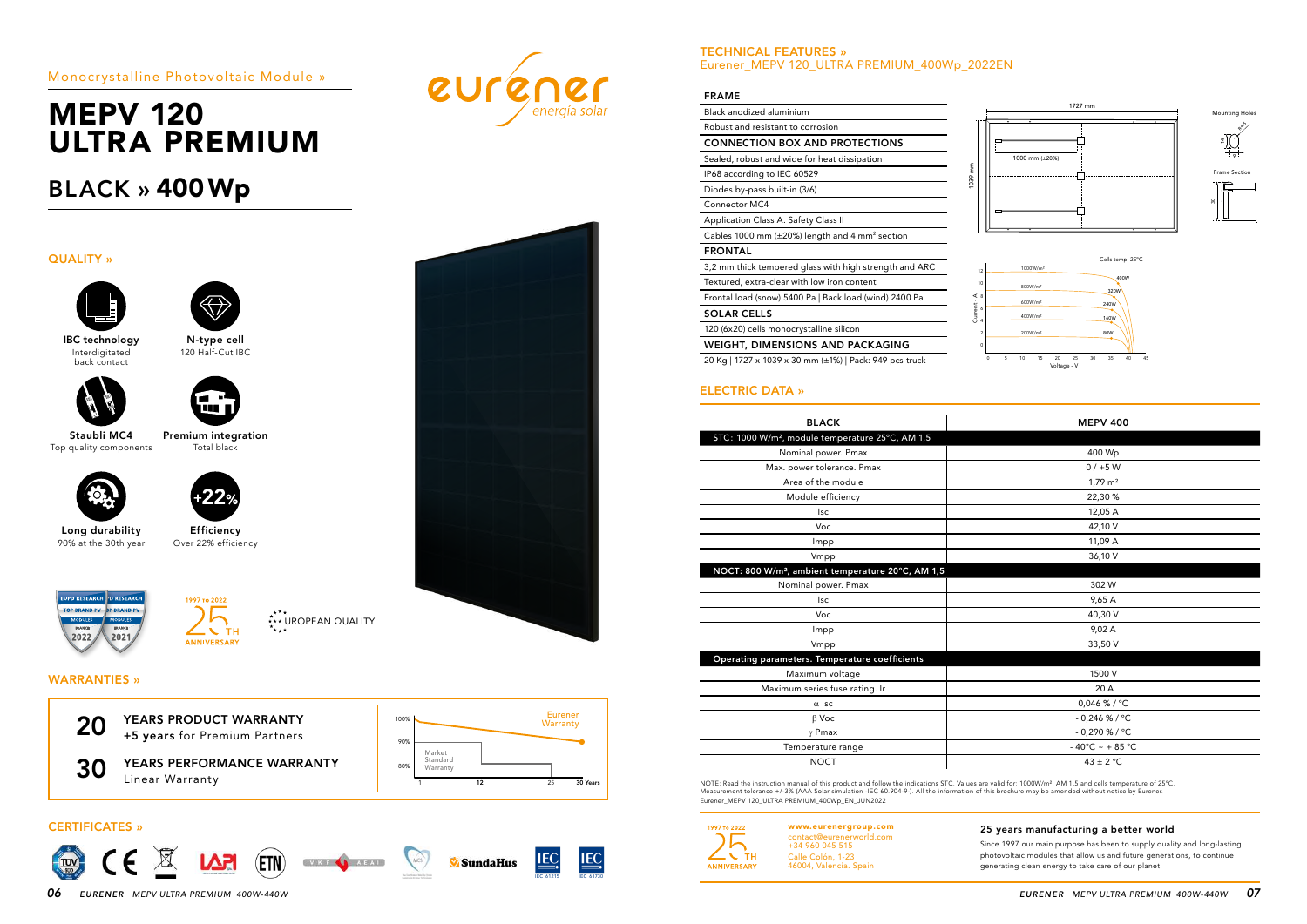Monocrystalline Photovoltaic Module »

# MEPV 120 ULTRA PREMIUM

## BLACK » 400 Wp

### QUALITY »

**IBC technology**
Interdigitated back contact

**N-type cell**
120 Half-Cut IBC

**Staubli MC4**
Top quality components

**Premium integration**
Total black

**Long durability**
90% at the 30th year

**Efficiency**
Over 22% efficiency

EUPD RESEARCH TOP BRAND PV MODULES FRANCE 2022 | EUPD RESEARCH TOP BRAND PV MODULES FRANCE 2021

1997 to 2022 — 25TH ANNIVERSARY

EUROPEAN QUALITY

### WARRANTIES »

**20** YEARS PRODUCT WARRANTY
**+5 years** for Premium Partners

**30** YEARS PERFORMANCE WARRANTY
Linear Warranty

Eurener Warranty | Market Standard Warranty — 100% / 90% / 80% — 1, 12, 25, 30 Years

### CERTIFICATES »

TÜV · CE · LAPI · ETN · VKF AEAI · MCS · SundaHus · IEC 61215 · IEC 61730

### TECHNICAL FEATURES »
Eurener_MEPV 120_ULTRA PREMIUM_400Wp_2022EN

| FRAME |
|---|
| Black anodized aluminium |
| Robust and resistant to corrosion |
| **CONNECTION BOX AND PROTECTIONS** |
| Sealed, robust and wide for heat dissipation |
| IP68 according to IEC 60529 |
| Diodes by-pass built-in (3/6) |
| Connector MC4 |
| Application Class A. Safety Class II |
| Cables 1000 mm (±20%) length and 4 mm² section |
| **FRONTAL** |
| 3,2 mm thick tempered glass with high strength and ARC |
| Textured, extra-clear with low iron content |
| Frontal load (snow) 5400 Pa \| Back load (wind) 2400 Pa |
| **SOLAR CELLS** |
| 120 (6x20) cells monocrystalline silicon |
| **WEIGHT, DIMENSIONS AND PACKAGING** |
| 20 Kg \| 1727 x 1039 x 30 mm (±1%) \| Pack: 949 pcs-truck |

1727 mm · 1039 mm · 1000 mm (±20%) · Mounting Holes · Frame Section · 30

Cells temp. 25°C — 1000W/m² 400W; 800W/m² 320W; 600W/m² 240W; 400W/m² 160W; 200W/m² 80W — Current - A / Voltage - V

### ELECTRIC DATA »

| BLACK | MEPV 400 |
|---|---|
| **STC: 1000 W/m², module temperature 25°C, AM 1,5** | |
| Nominal power. Pmax | 400 Wp |
| Max. power tolerance. Pmax | 0 / +5 W |
| Area of the module | 1,79 m² |
| Module efficiency | 22,30 % |
| Isc | 12,05 A |
| Voc | 42,10 V |
| Impp | 11,09 A |
| Vmpp | 36,10 V |
| **NOCT: 800 W/m², ambient temperature 20°C, AM 1,5** | |
| Nominal power. Pmax | 302 W |
| Isc | 9,65 A |
| Voc | 40,30 V |
| Impp | 9,02 A |
| Vmpp | 33,50 V |
| **Operating parameters. Temperature coefficients** | |
| Maximum voltage | 1500 V |
| Maximum series fuse rating. Ir | 20 A |
| α Isc | 0,046 % / °C |
| β Voc | - 0,246 % / °C |
| γ Pmax | - 0,290 % / °C |
| Temperature range | - 40°C ~ + 85 °C |
| NOCT | 43 ± 2 °C |

NOTE: Read the instruction manual of this product and follow the indications STC. Values are valid for: 1000W/m², AM 1,5 and cells temperature of 25°C. Measurement tolerance +/-3% (AAA Solar simulation -IEC 60 904-9-). All the information of this brochure may be amended without notice by Eurener.
Eurener_MEPV 120_ULTRA PREMIUM_400Wp_EN_JUN2022

1997 to 2022 — 25TH ANNIVERSARY

**www.eurenergroup.com**
contact@eurenerworld.com
+34 960 045 515
Calle Colón, 1-23
46004, Valencia, Spain

**25 years manufacturing a better world**

Since 1997 our main purpose has been to supply quality and long-lasting photovoltaic modules that allow us and future generations, to continue generating clean energy to take care of our planet.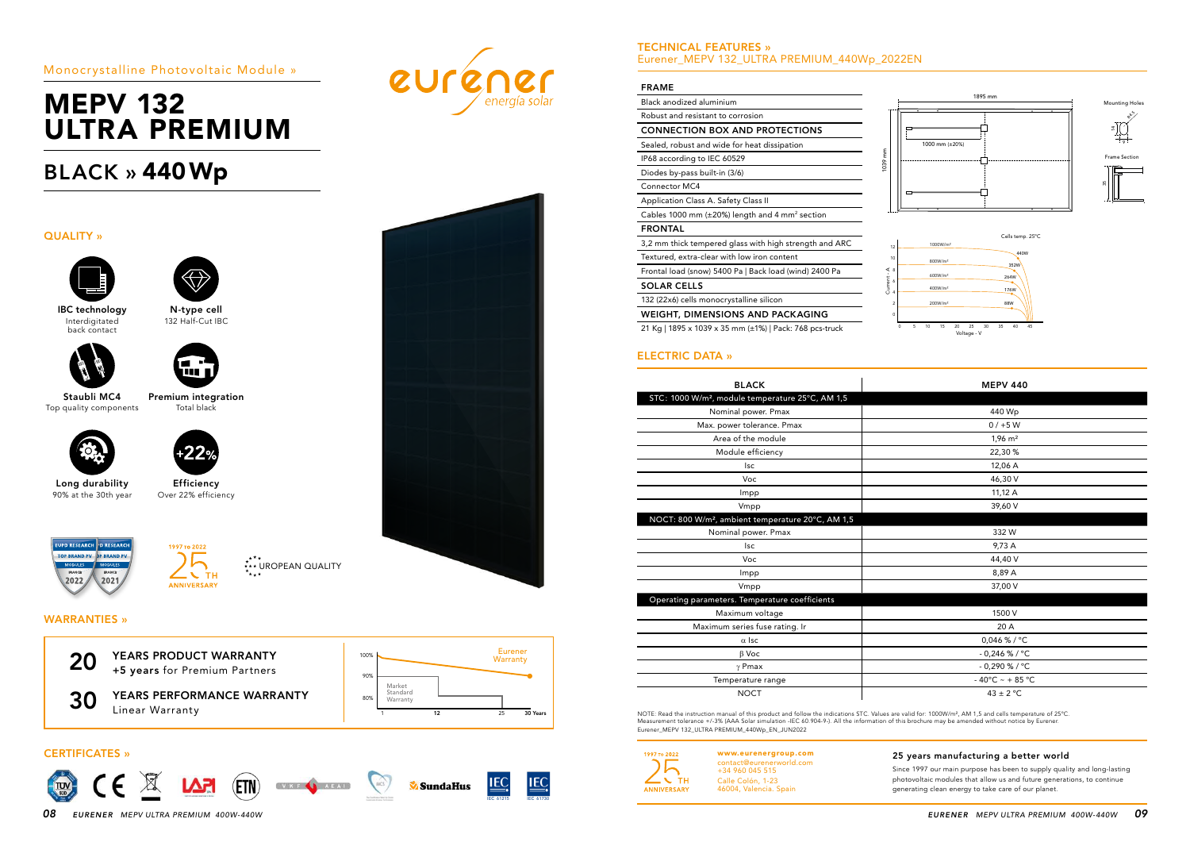Monocrystalline Photovoltaic Module »

# MEPV 132 ULTRA PREMIUM

## BLACK » 440 Wp

eurener energía solar

### QUALITY »

**IBC technology**
Interdigitated back contact

**N-type cell**
132 Half-Cut IBC

**Staubli MC4**
Top quality components

**Premium integration**
Total black

**Long durability**
90% at the 30th year

**Efficiency**
Over 22% efficiency

EUPD RESEARCH TOP BRAND PV MODULES SPAIN 2022 | EUPD RESEARCH TOP BRAND PV MODULES SPAIN 2021

1997 to 2022 25TH ANNIVERSARY

EUROPEAN QUALITY

### WARRANTIES »

**20** YEARS PRODUCT WARRANTY
**+5 years** for Premium Partners

**30** YEARS PERFORMANCE WARRANTY
Linear Warranty

100% / 90% / 80% — Eurener Warranty — Market Standard Warranty — 1, 12, 25, 30 Years

### CERTIFICATES »

TÜV SÜD, CE, LAPI, ETN, VKF AEAI, MCS, SundaHus, IEC 61215, IEC 61730

### TECHNICAL FEATURES »

Eurener_MEPV 132_ULTRA PREMIUM_440Wp_2022EN

| FRAME |
|---|
| Black anodized aluminium |
| Robust and resistant to corrosion |
| **CONNECTION BOX AND PROTECTIONS** |
| Sealed, robust and wide for heat dissipation |
| IP68 according to IEC 60529 |
| Diodes by-pass built-in (3/6) |
| Connector MC4 |
| Application Class A. Safety Class II |
| Cables 1000 mm (±20%) length and 4 mm² section |
| **FRONTAL** |
| 3,2 mm thick tempered glass with high strength and ARC |
| Textured, extra-clear with low iron content |
| Frontal load (snow) 5400 Pa \| Back load (wind) 2400 Pa |
| **SOLAR CELLS** |
| 132 (22x6) cells monocrystalline silicon |
| **WEIGHT, DIMENSIONS AND PACKAGING** |
| 21 Kg \| 1895 x 1039 x 35 mm (±1%) \| Pack: 768 pcs-truck |

1895 mm; 1039 mm; 1000 mm (±20%); Mounting Holes; Frame Section

Cells temp. 25°C — 1000W/m² 440W; 800W/m² 352W; 600W/m² 264W; 400W/m² 176W; 200W/m² 88W — Current - A; Voltage - V

### ELECTRIC DATA »

| BLACK | MEPV 440 |
|---|---|
| **STC: 1000 W/m², module temperature 25°C, AM 1,5** | |
| Nominal power. Pmax | 440 Wp |
| Max. power tolerance. Pmax | 0 / +5 W |
| Area of the module | 1,96 m² |
| Module efficiency | 22,30 % |
| Isc | 12,06 A |
| Voc | 46,30 V |
| Impp | 11,12 A |
| Vmpp | 39,60 V |
| **NOCT: 800 W/m², ambient temperature 20°C, AM 1,5** | |
| Nominal power. Pmax | 332 W |
| Isc | 9,73 A |
| Voc | 44,40 V |
| Impp | 8,89 A |
| Vmpp | 37,00 V |
| **Operating parameters. Temperature coefficients** | |
| Maximum voltage | 1500 V |
| Maximum series fuse rating. Ir | 20 A |
| α Isc | 0,046 % / °C |
| β Voc | - 0,246 % / °C |
| γ Pmax | - 0,290 % / °C |
| Temperature range | - 40°C ~ + 85 °C |
| NOCT | 43 ± 2 °C |

NOTE: Read the instruction manual of this product and follow the indications STC. Values are valid for: 1000W/m², AM 1,5 and cells temperature of 25°C. Measurement tolerance +/-3% (AAA Solar simulation -IEC 60 904-9-). All the information of this brochure may be amended without notice by Eurener. Eurener_MEPV 132_ULTRA PREMIUM_440Wp_EN_JUN2022

1997 to 2022 25TH ANNIVERSARY

**www.eurenergroup.com**
contact@eurenerworld.com
+34 960 045 515
Calle Colón, 1-23
46004, Valencia, Spain

**25 years manufacturing a better world**

Since 1997 our main purpose has been to supply quality and long-lasting photovoltaic modules that allow us and future generations, to continue generating clean energy to take care of our planet.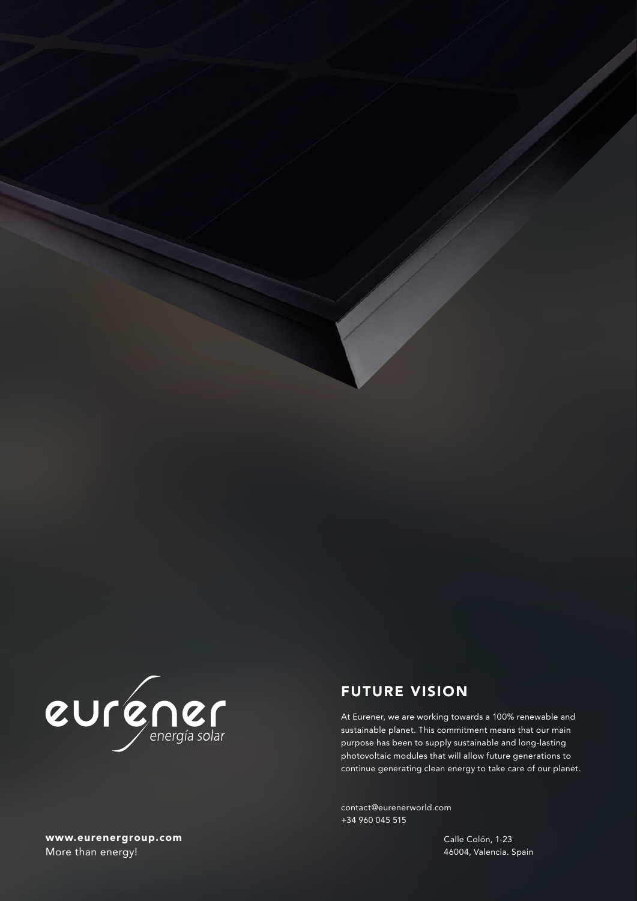eurener
energía solar

## FUTURE VISION

At Eurener, we are working towards a 100% renewable and sustainable planet. This commitment means that our main purpose has been to supply sustainable and long-lasting photovoltaic modules that will allow future generations to continue generating clean energy to take care of our planet.

contact@eurenerworld.com
+34 960 045 515

Calle Colón, 1-23
46004, Valencia. Spain

**www.eurenergroup.com**
More than energy!